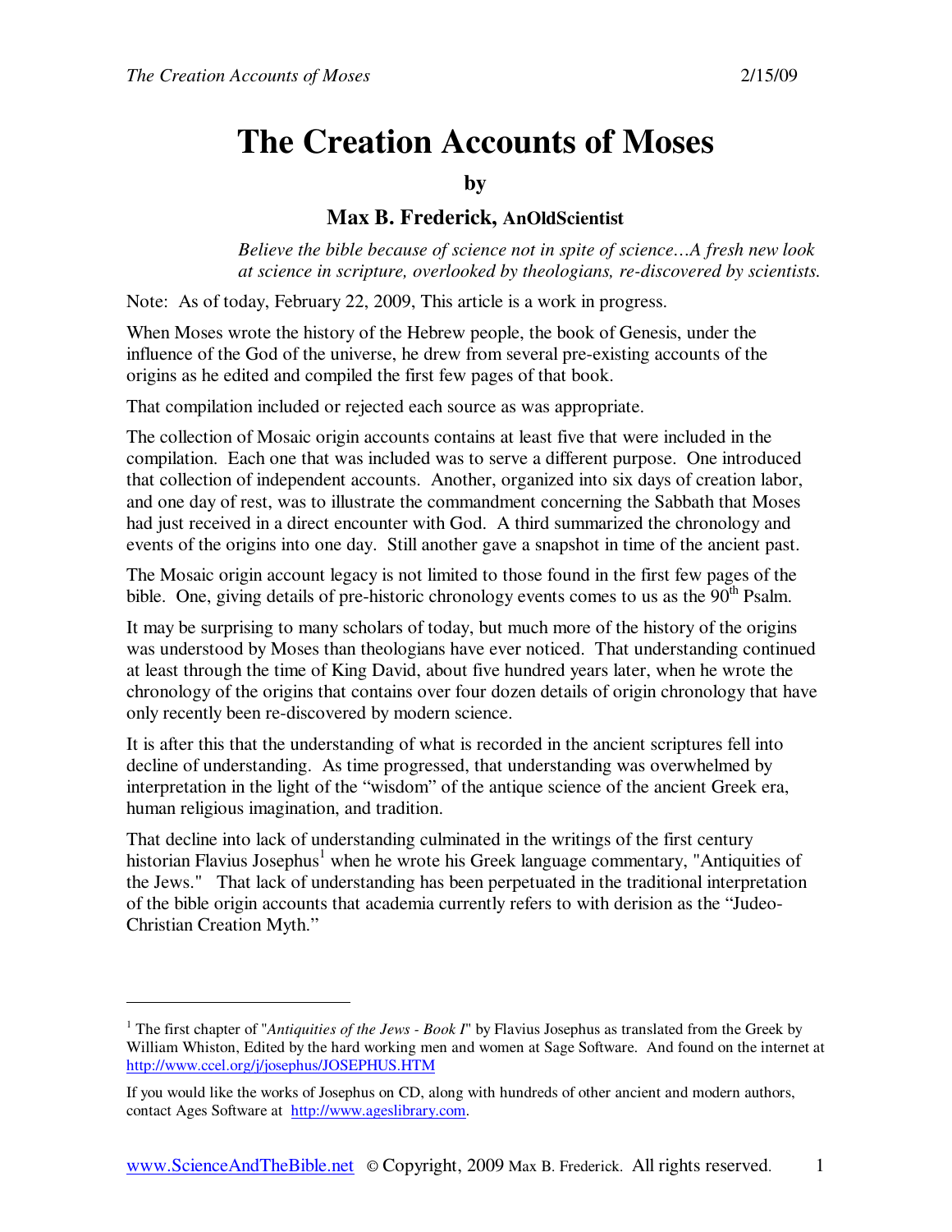# The Creation Accounts of Moses

**by**

**Max B. Frederick, AnOldScientist**

> *Believe the bible because of science not in spite of science…A fresh new look at science in scripture, overlooked by theologians, re-discovered by scientists.*

Note: As of today, February 22, 2009, This article is a work in progress.

When Moses wrote the history of the Hebrew people, the book of Genesis, under the influence of the God of the universe, he drew from several pre-existing accounts of the origins as he edited and compiled the first few pages of that book.

That compilation included or rejected each source as was appropriate.

The collection of Mosaic origin accounts contains at least five that were included in the compilation. Each one that was included was to serve a different purpose. One introduced that collection of independent accounts. Another, organized into six days of creation labor, and one day of rest, was to illustrate the commandment concerning the Sabbath that Moses had just received in a direct encounter with God. A third summarized the chronology and events of the origins into one day. Still another gave a snapshot in time of the ancient past.

The Mosaic origin account legacy is not limited to those found in the first few pages of the bible. One, giving details of pre-historic chronology events comes to us as the 90th Psalm.

It may be surprising to many scholars of today, but much more of the history of the origins was understood by Moses than theologians have ever noticed. That understanding continued at least through the time of King David, about five hundred years later, when he wrote the chronology of the origins that contains over four dozen details of origin chronology that have only recently been re-discovered by modern science.

It is after this that the understanding of what is recorded in the ancient scriptures fell into decline of understanding. As time progressed, that understanding was overwhelmed by interpretation in the light of the "wisdom" of the antique science of the ancient Greek era, human religious imagination, and tradition.

That decline into lack of understanding culminated in the writings of the first century historian Flavius Josephus[1] when he wrote his Greek language commentary, "Antiquities of the Jews." That lack of understanding has been perpetuated in the traditional interpretation of the bible origin accounts that academia currently refers to with derision as the "Judeo-Christian Creation Myth."

---

[1] The first chapter of "*Antiquities of the Jews - Book I*" by Flavius Josephus as translated from the Greek by William Whiston, Edited by the hard working men and women at Sage Software. And found on the internet at http://www.ccel.org/j/josephus/JOSEPHUS.HTM

If you would like the works of Josephus on CD, along with hundreds of other ancient and modern authors, contact Ages Software at http://www.ageslibrary.com.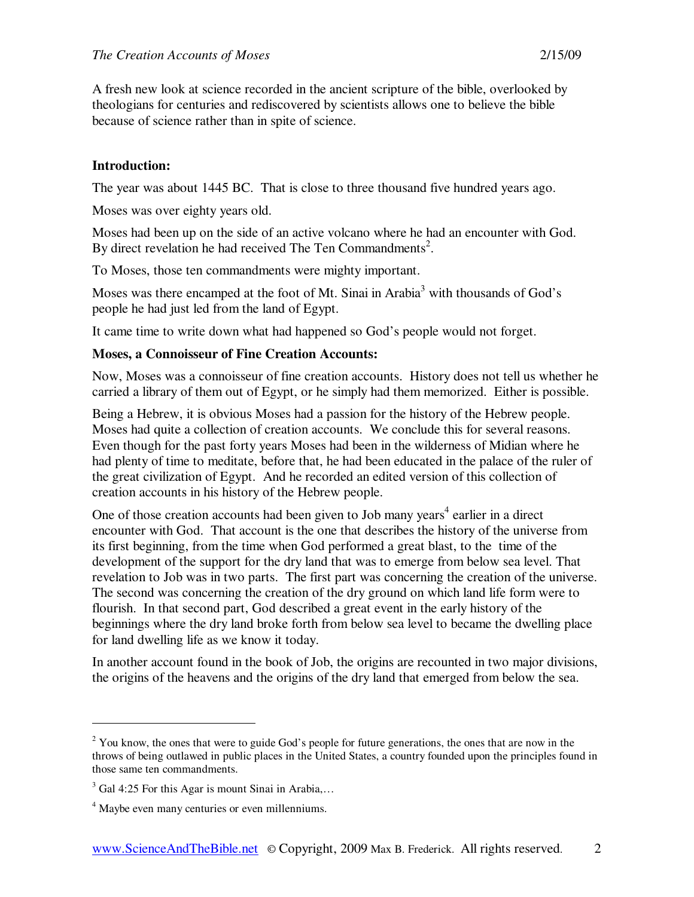A fresh new look at science recorded in the ancient scripture of the bible, overlooked by theologians for centuries and rediscovered by scientists allows one to believe the bible because of science rather than in spite of science.

**Introduction:**

The year was about 1445 BC. That is close to three thousand five hundred years ago.

Moses was over eighty years old.

Moses had been up on the side of an active volcano where he had an encounter with God. By direct revelation he had received The Ten Commandments[2].

To Moses, those ten commandments were mighty important.

Moses was there encamped at the foot of Mt. Sinai in Arabia[3] with thousands of God's people he had just led from the land of Egypt.

It came time to write down what had happened so God's people would not forget.

**Moses, a Connoisseur of Fine Creation Accounts:**

Now, Moses was a connoisseur of fine creation accounts. History does not tell us whether he carried a library of them out of Egypt, or he simply had them memorized. Either is possible.

Being a Hebrew, it is obvious Moses had a passion for the history of the Hebrew people. Moses had quite a collection of creation accounts. We conclude this for several reasons. Even though for the past forty years Moses had been in the wilderness of Midian where he had plenty of time to meditate, before that, he had been educated in the palace of the ruler of the great civilization of Egypt. And he recorded an edited version of this collection of creation accounts in his history of the Hebrew people.

One of those creation accounts had been given to Job many years[4] earlier in a direct encounter with God. That account is the one that describes the history of the universe from its first beginning, from the time when God performed a great blast, to the time of the development of the support for the dry land that was to emerge from below sea level. That revelation to Job was in two parts. The first part was concerning the creation of the universe. The second was concerning the creation of the dry ground on which land life form were to flourish. In that second part, God described a great event in the early history of the beginnings where the dry land broke forth from below sea level to became the dwelling place for land dwelling life as we know it today.

In another account found in the book of Job, the origins are recounted in two major divisions, the origins of the heavens and the origins of the dry land that emerged from below the sea.

---

[2] You know, the ones that were to guide God's people for future generations, the ones that are now in the throws of being outlawed in public places in the United States, a country founded upon the principles found in those same ten commandments.

[3] Gal 4:25 For this Agar is mount Sinai in Arabia,…

[4] Maybe even many centuries or even millenniums.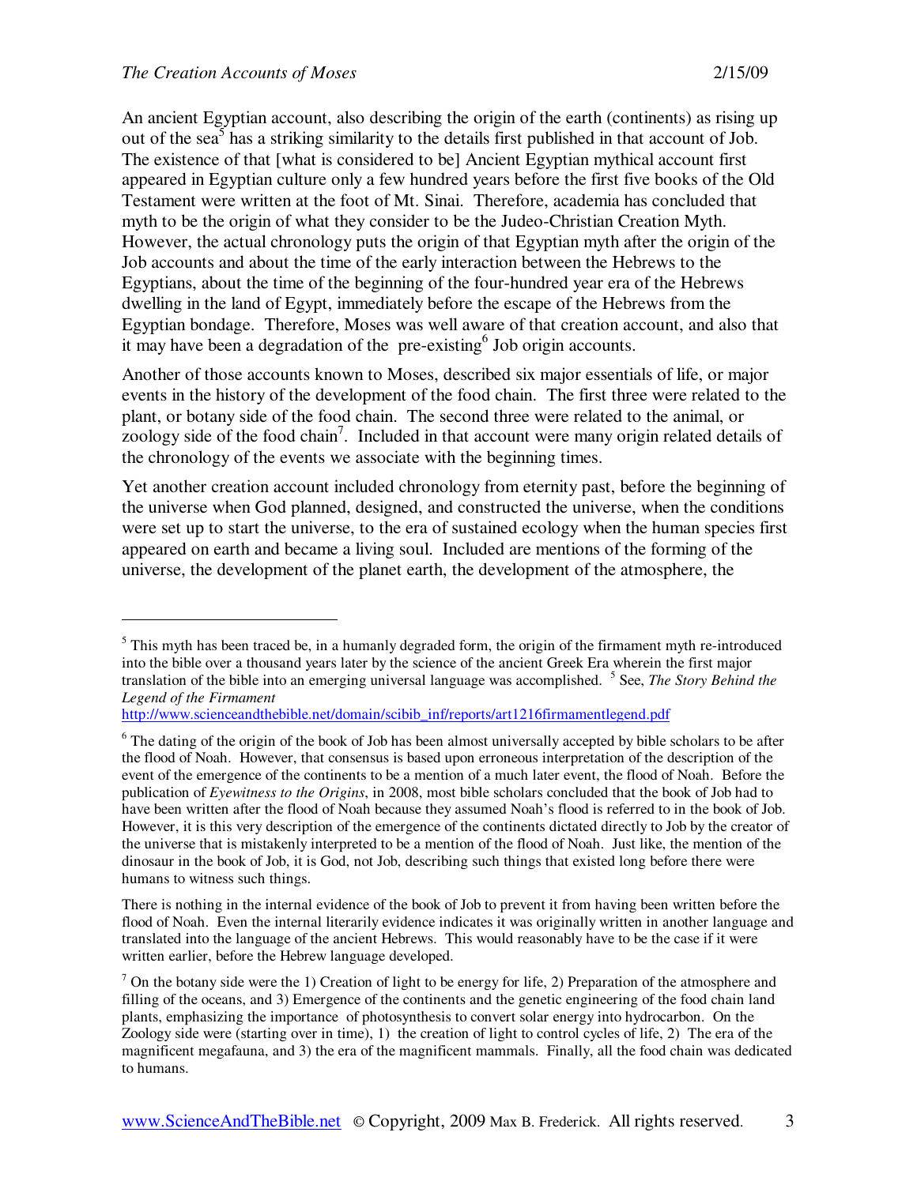An ancient Egyptian account, also describing the origin of the earth (continents) as rising up out of the sea[5] has a striking similarity to the details first published in that account of Job. The existence of that [what is considered to be] Ancient Egyptian mythical account first appeared in Egyptian culture only a few hundred years before the first five books of the Old Testament were written at the foot of Mt. Sinai. Therefore, academia has concluded that myth to be the origin of what they consider to be the Judeo-Christian Creation Myth. However, the actual chronology puts the origin of that Egyptian myth after the origin of the Job accounts and about the time of the early interaction between the Hebrews to the Egyptians, about the time of the beginning of the four-hundred year era of the Hebrews dwelling in the land of Egypt, immediately before the escape of the Hebrews from the Egyptian bondage. Therefore, Moses was well aware of that creation account, and also that it may have been a degradation of the pre-existing[6] Job origin accounts.

Another of those accounts known to Moses, described six major essentials of life, or major events in the history of the development of the food chain. The first three were related to the plant, or botany side of the food chain. The second three were related to the animal, or zoology side of the food chain[7]. Included in that account were many origin related details of the chronology of the events we associate with the beginning times.

Yet another creation account included chronology from eternity past, before the beginning of the universe when God planned, designed, and constructed the universe, when the conditions were set up to start the universe, to the era of sustained ecology when the human species first appeared on earth and became a living soul. Included are mentions of the forming of the universe, the development of the planet earth, the development of the atmosphere, the

---

[5] This myth has been traced be, in a humanly degraded form, the origin of the firmament myth re-introduced into the bible over a thousand years later by the science of the ancient Greek Era wherein the first major translation of the bible into an emerging universal language was accomplished. [5] See, *The Story Behind the Legend of the Firmament* http://www.scienceandthebible.net/domain/scibib_inf/reports/art1216firmamentlegend.pdf

[6] The dating of the origin of the book of Job has been almost universally accepted by bible scholars to be after the flood of Noah. However, that consensus is based upon erroneous interpretation of the description of the event of the emergence of the continents to be a mention of a much later event, the flood of Noah. Before the publication of *Eyewitness to the Origins*, in 2008, most bible scholars concluded that the book of Job had to have been written after the flood of Noah because they assumed Noah's flood is referred to in the book of Job. However, it is this very description of the emergence of the continents dictated directly to Job by the creator of the universe that is mistakenly interpreted to be a mention of the flood of Noah. Just like, the mention of the dinosaur in the book of Job, it is God, not Job, describing such things that existed long before there were humans to witness such things.

There is nothing in the internal evidence of the book of Job to prevent it from having been written before the flood of Noah. Even the internal literarily evidence indicates it was originally written in another language and translated into the language of the ancient Hebrews. This would reasonably have to be the case if it were written earlier, before the Hebrew language developed.

[7] On the botany side were the 1) Creation of light to be energy for life, 2) Preparation of the atmosphere and filling of the oceans, and 3) Emergence of the continents and the genetic engineering of the food chain land plants, emphasizing the importance of photosynthesis to convert solar energy into hydrocarbon. On the Zoology side were (starting over in time), 1) the creation of light to control cycles of life, 2) The era of the magnificent megafauna, and 3) the era of the magnificent mammals. Finally, all the food chain was dedicated to humans.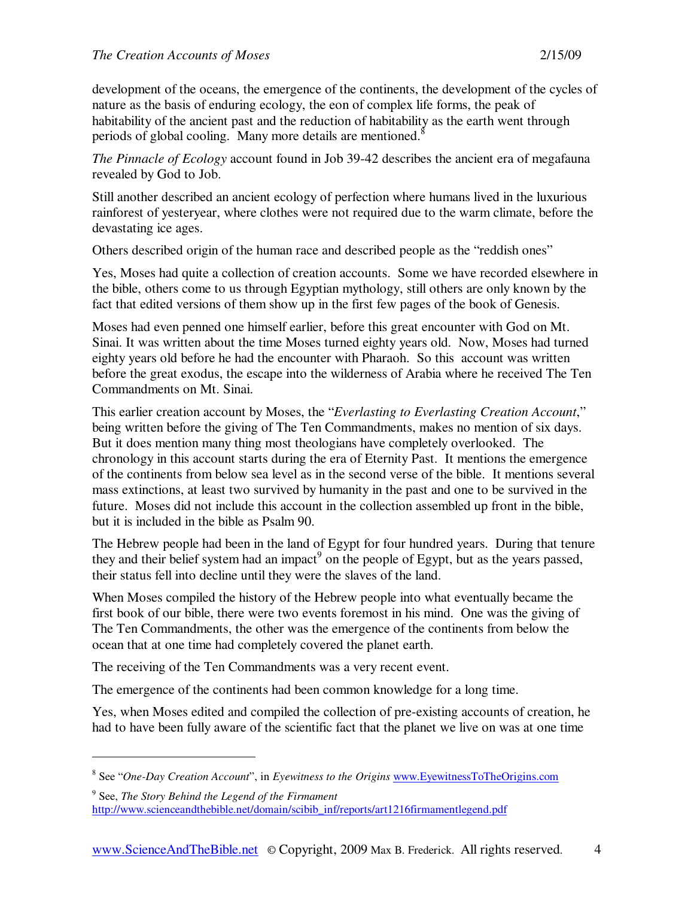development of the oceans, the emergence of the continents, the development of the cycles of nature as the basis of enduring ecology, the eon of complex life forms, the peak of habitability of the ancient past and the reduction of habitability as the earth went through periods of global cooling. Many more details are mentioned.[8]

*The Pinnacle of Ecology* account found in Job 39-42 describes the ancient era of megafauna revealed by God to Job.

Still another described an ancient ecology of perfection where humans lived in the luxurious rainforest of yesteryear, where clothes were not required due to the warm climate, before the devastating ice ages.

Others described origin of the human race and described people as the "reddish ones"

Yes, Moses had quite a collection of creation accounts. Some we have recorded elsewhere in the bible, others come to us through Egyptian mythology, still others are only known by the fact that edited versions of them show up in the first few pages of the book of Genesis.

Moses had even penned one himself earlier, before this great encounter with God on Mt. Sinai. It was written about the time Moses turned eighty years old. Now, Moses had turned eighty years old before he had the encounter with Pharaoh. So this account was written before the great exodus, the escape into the wilderness of Arabia where he received The Ten Commandments on Mt. Sinai.

This earlier creation account by Moses, the "*Everlasting to Everlasting Creation Account*," being written before the giving of The Ten Commandments, makes no mention of six days. But it does mention many thing most theologians have completely overlooked. The chronology in this account starts during the era of Eternity Past. It mentions the emergence of the continents from below sea level as in the second verse of the bible. It mentions several mass extinctions, at least two survived by humanity in the past and one to be survived in the future. Moses did not include this account in the collection assembled up front in the bible, but it is included in the bible as Psalm 90.

The Hebrew people had been in the land of Egypt for four hundred years. During that tenure they and their belief system had an impact[9] on the people of Egypt, but as the years passed, their status fell into decline until they were the slaves of the land.

When Moses compiled the history of the Hebrew people into what eventually became the first book of our bible, there were two events foremost in his mind. One was the giving of The Ten Commandments, the other was the emergence of the continents from below the ocean that at one time had completely covered the planet earth.

The receiving of the Ten Commandments was a very recent event.

The emergence of the continents had been common knowledge for a long time.

Yes, when Moses edited and compiled the collection of pre-existing accounts of creation, he had to have been fully aware of the scientific fact that the planet we live on was at one time

---

[8] See "*One-Day Creation Account*", in *Eyewitness to the Origins* www.EyewitnessToTheOrigins.com

[9] See, *The Story Behind the Legend of the Firmament* http://www.scienceandthebible.net/domain/scibib_inf/reports/art1216firmamentlegend.pdf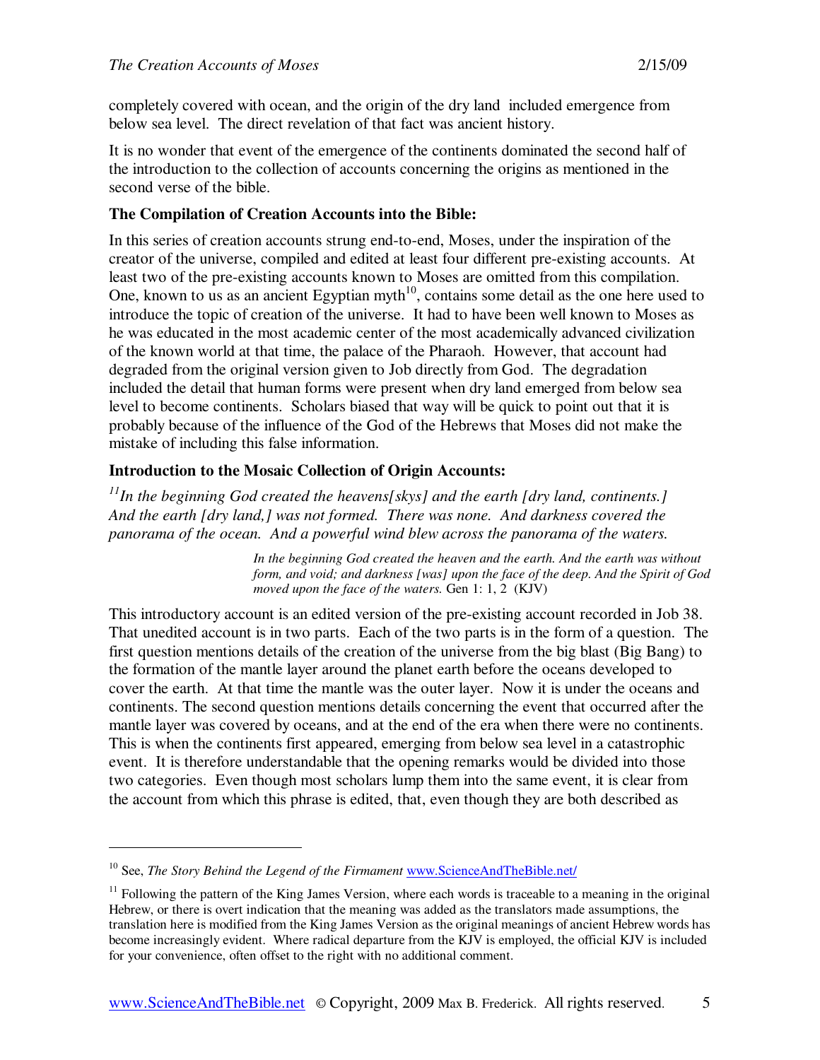completely covered with ocean, and the origin of the dry land included emergence from below sea level. The direct revelation of that fact was ancient history.

It is no wonder that event of the emergence of the continents dominated the second half of the introduction to the collection of accounts concerning the origins as mentioned in the second verse of the bible.

**The Compilation of Creation Accounts into the Bible:**

In this series of creation accounts strung end-to-end, Moses, under the inspiration of the creator of the universe, compiled and edited at least four different pre-existing accounts. At least two of the pre-existing accounts known to Moses are omitted from this compilation. One, known to us as an ancient Egyptian myth[10], contains some detail as the one here used to introduce the topic of creation of the universe. It had to have been well known to Moses as he was educated in the most academic center of the most academically advanced civilization of the known world at that time, the palace of the Pharaoh. However, that account had degraded from the original version given to Job directly from God. The degradation included the detail that human forms were present when dry land emerged from below sea level to become continents. Scholars biased that way will be quick to point out that it is probably because of the influence of the God of the Hebrews that Moses did not make the mistake of including this false information.

**Introduction to the Mosaic Collection of Origin Accounts:**

[11]*In the beginning God created the heavens[skys] and the earth [dry land, continents.] And the earth [dry land,] was not formed. There was none. And darkness covered the panorama of the ocean. And a powerful wind blew across the panorama of the waters.*

> *In the beginning God created the heaven and the earth. And the earth was without form, and void; and darkness [was] upon the face of the deep. And the Spirit of God moved upon the face of the waters.* Gen 1: 1, 2 (KJV)

This introductory account is an edited version of the pre-existing account recorded in Job 38. That unedited account is in two parts. Each of the two parts is in the form of a question. The first question mentions details of the creation of the universe from the big blast (Big Bang) to the formation of the mantle layer around the planet earth before the oceans developed to cover the earth. At that time the mantle was the outer layer. Now it is under the oceans and continents. The second question mentions details concerning the event that occurred after the mantle layer was covered by oceans, and at the end of the era when there were no continents. This is when the continents first appeared, emerging from below sea level in a catastrophic event. It is therefore understandable that the opening remarks would be divided into those two categories. Even though most scholars lump them into the same event, it is clear from the account from which this phrase is edited, that, even though they are both described as

---

[10] See, *The Story Behind the Legend of the Firmament* www.ScienceAndTheBible.net/

[11] Following the pattern of the King James Version, where each words is traceable to a meaning in the original Hebrew, or there is overt indication that the meaning was added as the translators made assumptions, the translation here is modified from the King James Version as the original meanings of ancient Hebrew words has become increasingly evident. Where radical departure from the KJV is employed, the official KJV is included for your convenience, often offset to the right with no additional comment.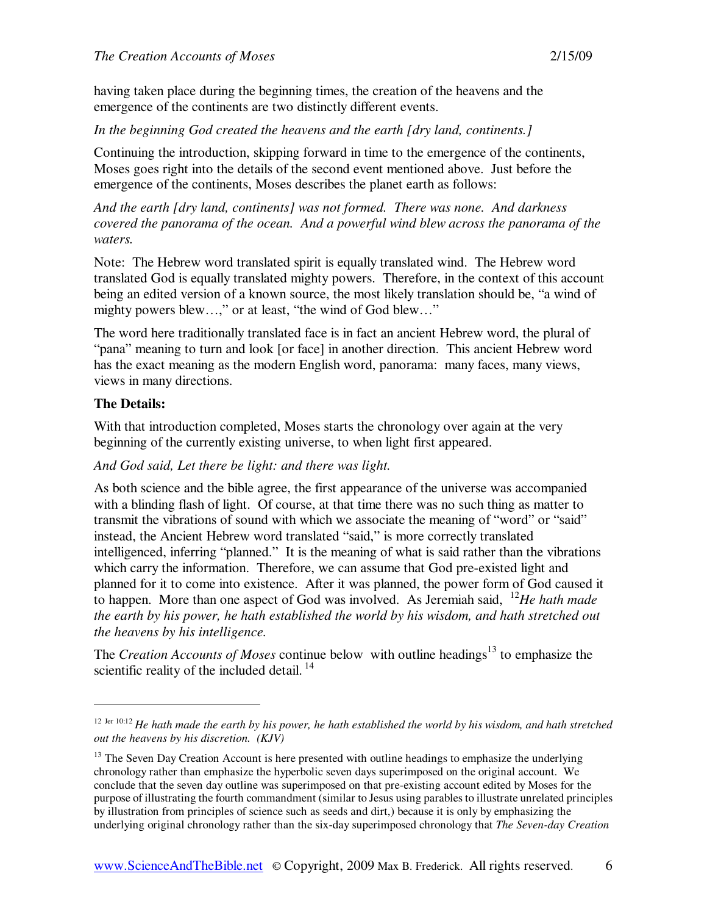having taken place during the beginning times, the creation of the heavens and the emergence of the continents are two distinctly different events.

*In the beginning God created the heavens and the earth [dry land, continents.]*

Continuing the introduction, skipping forward in time to the emergence of the continents, Moses goes right into the details of the second event mentioned above. Just before the emergence of the continents, Moses describes the planet earth as follows:

*And the earth [dry land, continents] was not formed. There was none. And darkness covered the panorama of the ocean. And a powerful wind blew across the panorama of the waters.*

Note: The Hebrew word translated spirit is equally translated wind. The Hebrew word translated God is equally translated mighty powers. Therefore, in the context of this account being an edited version of a known source, the most likely translation should be, "a wind of mighty powers blew…," or at least, "the wind of God blew…"

The word here traditionally translated face is in fact an ancient Hebrew word, the plural of "pana" meaning to turn and look [or face] in another direction. This ancient Hebrew word has the exact meaning as the modern English word, panorama: many faces, many views, views in many directions.

**The Details:**

With that introduction completed, Moses starts the chronology over again at the very beginning of the currently existing universe, to when light first appeared.

*And God said, Let there be light: and there was light.*

As both science and the bible agree, the first appearance of the universe was accompanied with a blinding flash of light. Of course, at that time there was no such thing as matter to transmit the vibrations of sound with which we associate the meaning of "word" or "said" instead, the Ancient Hebrew word translated "said," is more correctly translated intelligenced, inferring "planned." It is the meaning of what is said rather than the vibrations which carry the information. Therefore, we can assume that God pre-existed light and planned for it to come into existence. After it was planned, the power form of God caused it to happen. More than one aspect of God was involved. As Jeremiah said, [12]*He hath made the earth by his power, he hath established the world by his wisdom, and hath stretched out the heavens by his intelligence.*

The *Creation Accounts of Moses* continue below with outline headings[13] to emphasize the scientific reality of the included detail.[14]

---

[12] Jer 10:12 *He hath made the earth by his power, he hath established the world by his wisdom, and hath stretched out the heavens by his discretion. (KJV)*

[13] The Seven Day Creation Account is here presented with outline headings to emphasize the underlying chronology rather than emphasize the hyperbolic seven days superimposed on the original account. We conclude that the seven day outline was superimposed on that pre-existing account edited by Moses for the purpose of illustrating the fourth commandment (similar to Jesus using parables to illustrate unrelated principles by illustration from principles of science such as seeds and dirt,) because it is only by emphasizing the underlying original chronology rather than the six-day superimposed chronology that *The Seven-day Creation*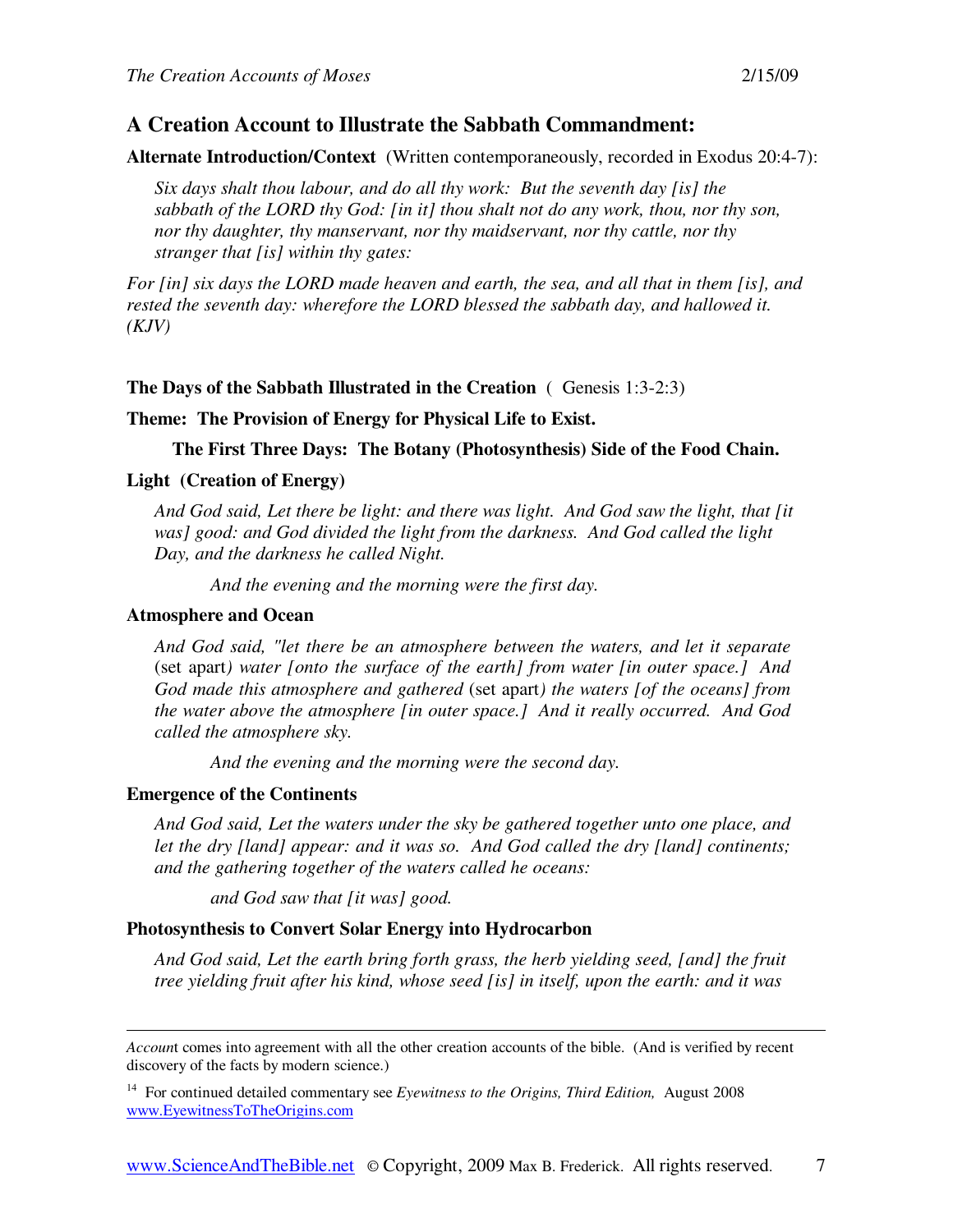## A Creation Account to Illustrate the Sabbath Commandment:

**Alternate Introduction/Context** (Written contemporaneously, recorded in Exodus 20:4-7):

> *Six days shalt thou labour, and do all thy work: But the seventh day [is] the sabbath of the LORD thy God: [in it] thou shalt not do any work, thou, nor thy son, nor thy daughter, thy manservant, nor thy maidservant, nor thy cattle, nor thy stranger that [is] within thy gates:*

*For [in] six days the LORD made heaven and earth, the sea, and all that in them [is], and rested the seventh day: wherefore the LORD blessed the sabbath day, and hallowed it. (KJV)*

**The Days of the Sabbath Illustrated in the Creation** ( Genesis 1:3-2:3)

**Theme: The Provision of Energy for Physical Life to Exist.**

**The First Three Days: The Botany (Photosynthesis) Side of the Food Chain.**

**Light (Creation of Energy)**

> *And God said, Let there be light: and there was light. And God saw the light, that [it was] good: and God divided the light from the darkness. And God called the light Day, and the darkness he called Night.*
>
> *And the evening and the morning were the first day.*

**Atmosphere and Ocean**

> *And God said, "let there be an atmosphere between the waters, and let it separate* (set apart*) water [onto the surface of the earth] from water [in outer space.] And God made this atmosphere and gathered* (set apart*) the waters [of the oceans] from the water above the atmosphere [in outer space.] And it really occurred. And God called the atmosphere sky.*
>
> *And the evening and the morning were the second day.*

**Emergence of the Continents**

> *And God said, Let the waters under the sky be gathered together unto one place, and let the dry [land] appear: and it was so. And God called the dry [land] continents; and the gathering together of the waters called he oceans:*
>
> *and God saw that [it was] good.*

**Photosynthesis to Convert Solar Energy into Hydrocarbon**

> *And God said, Let the earth bring forth grass, the herb yielding seed, [and] the fruit tree yielding fruit after his kind, whose seed [is] in itself, upon the earth: and it was*

---

*Accoun*t comes into agreement with all the other creation accounts of the bible. (And is verified by recent discovery of the facts by modern science.)

[14] For continued detailed commentary see *Eyewitness to the Origins, Third Edition,* August 2008 www.EyewitnessToTheOrigins.com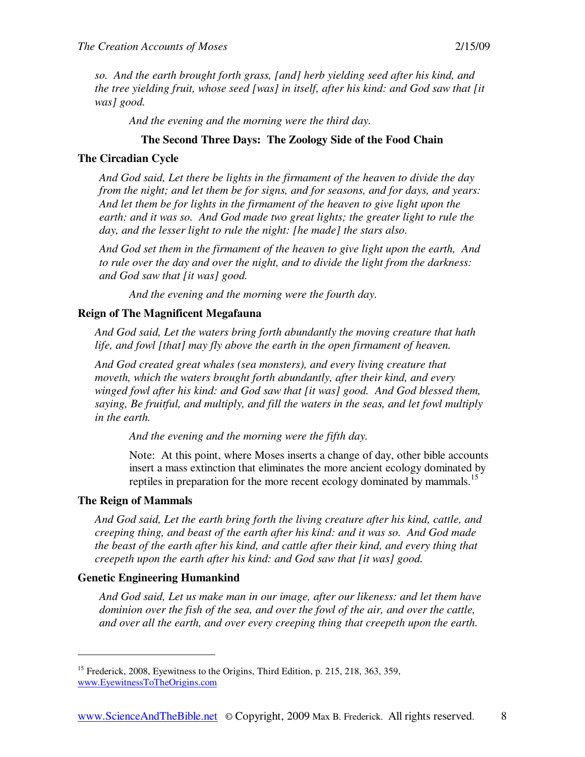*so. And the earth brought forth grass, [and] herb yielding seed after his kind, and the tree yielding fruit, whose seed [was] in itself, after his kind: and God saw that [it was] good.*

*And the evening and the morning were the third day.*

**The Second Three Days: The Zoology Side of the Food Chain**

**The Circadian Cycle**

*And God said, Let there be lights in the firmament of the heaven to divide the day from the night; and let them be for signs, and for seasons, and for days, and years: And let them be for lights in the firmament of the heaven to give light upon the earth: and it was so. And God made two great lights; the greater light to rule the day, and the lesser light to rule the night: [he made] the stars also.*

*And God set them in the firmament of the heaven to give light upon the earth, And to rule over the day and over the night, and to divide the light from the darkness: and God saw that [it was] good.*

*And the evening and the morning were the fourth day.*

**Reign of The Magnificent Megafauna**

*And God said, Let the waters bring forth abundantly the moving creature that hath life, and fowl [that] may fly above the earth in the open firmament of heaven.*

*And God created great whales (sea monsters), and every living creature that moveth, which the waters brought forth abundantly, after their kind, and every winged fowl after his kind: and God saw that [it was] good. And God blessed them, saying, Be fruitful, and multiply, and fill the waters in the seas, and let fowl multiply in the earth.*

*And the evening and the morning were the fifth day.*

Note: At this point, where Moses inserts a change of day, other bible accounts insert a mass extinction that eliminates the more ancient ecology dominated by reptiles in preparation for the more recent ecology dominated by mammals.[15]

**The Reign of Mammals**

*And God said, Let the earth bring forth the living creature after his kind, cattle, and creeping thing, and beast of the earth after his kind: and it was so. And God made the beast of the earth after his kind, and cattle after their kind, and every thing that creepeth upon the earth after his kind: and God saw that [it was] good.*

**Genetic Engineering Humankind**

*And God said, Let us make man in our image, after our likeness: and let them have dominion over the fish of the sea, and over the fowl of the air, and over the cattle, and over all the earth, and over every creeping thing that creepeth upon the earth.*

---

[15] Frederick, 2008, Eyewitness to the Origins, Third Edition, p. 215, 218, 363, 359, www.EyewitnessToTheOrigins.com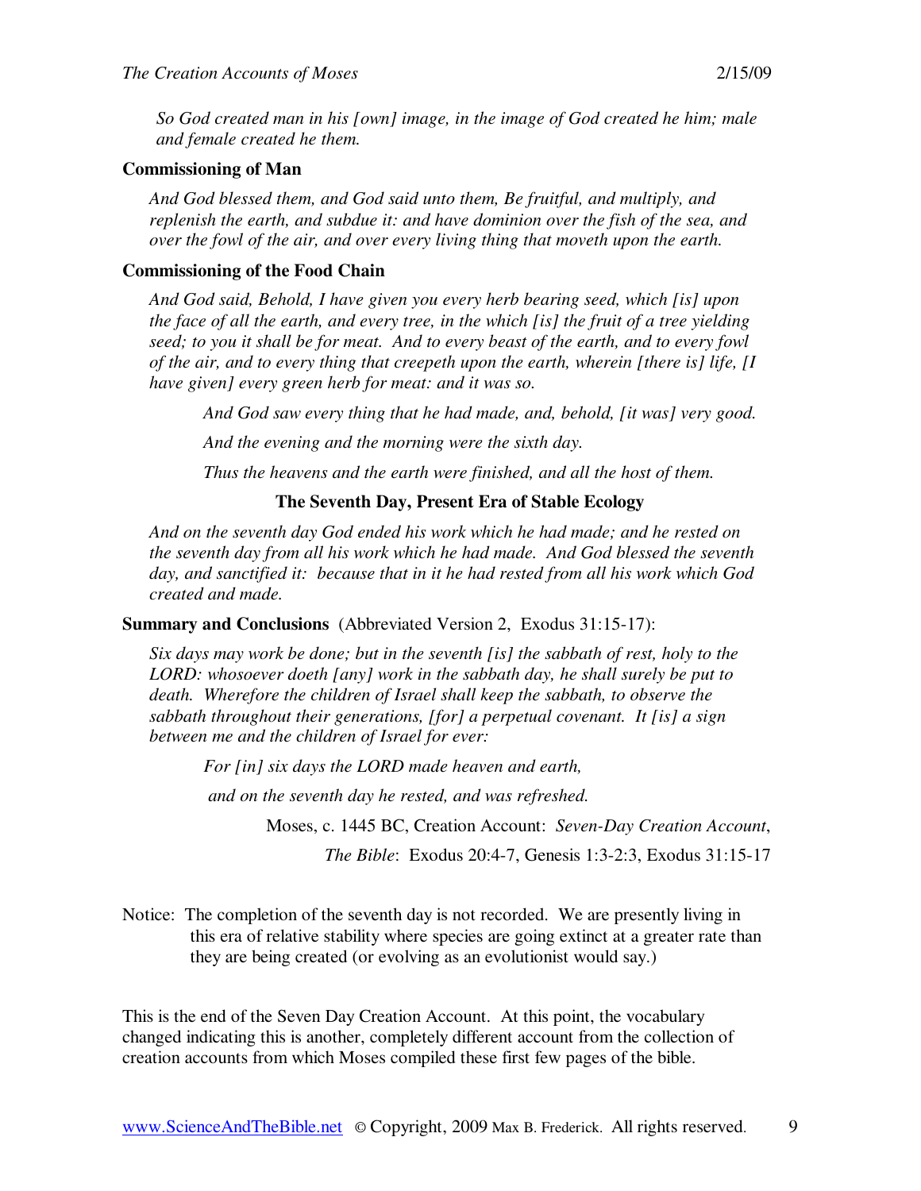*So God created man in his [own] image, in the image of God created he him; male and female created he them.*

**Commissioning of Man**

*And God blessed them, and God said unto them, Be fruitful, and multiply, and replenish the earth, and subdue it: and have dominion over the fish of the sea, and over the fowl of the air, and over every living thing that moveth upon the earth.*

**Commissioning of the Food Chain**

*And God said, Behold, I have given you every herb bearing seed, which [is] upon the face of all the earth, and every tree, in the which [is] the fruit of a tree yielding seed; to you it shall be for meat. And to every beast of the earth, and to every fowl of the air, and to every thing that creepeth upon the earth, wherein [there is] life, [I have given] every green herb for meat: and it was so.*

*And God saw every thing that he had made, and, behold, [it was] very good.*

*And the evening and the morning were the sixth day.*

*Thus the heavens and the earth were finished, and all the host of them.*

**The Seventh Day, Present Era of Stable Ecology**

*And on the seventh day God ended his work which he had made; and he rested on the seventh day from all his work which he had made. And God blessed the seventh day, and sanctified it: because that in it he had rested from all his work which God created and made.*

**Summary and Conclusions** (Abbreviated Version 2, Exodus 31:15-17):

*Six days may work be done; but in the seventh [is] the sabbath of rest, holy to the LORD: whosoever doeth [any] work in the sabbath day, he shall surely be put to death. Wherefore the children of Israel shall keep the sabbath, to observe the sabbath throughout their generations, [for] a perpetual covenant. It [is] a sign between me and the children of Israel for ever:*

*For [in] six days the LORD made heaven and earth,*

*and on the seventh day he rested, and was refreshed.*

Moses, c. 1445 BC, Creation Account: *Seven-Day Creation Account*,

*The Bible*: Exodus 20:4-7, Genesis 1:3-2:3, Exodus 31:15-17

Notice: The completion of the seventh day is not recorded. We are presently living in this era of relative stability where species are going extinct at a greater rate than they are being created (or evolving as an evolutionist would say.)

This is the end of the Seven Day Creation Account. At this point, the vocabulary changed indicating this is another, completely different account from the collection of creation accounts from which Moses compiled these first few pages of the bible.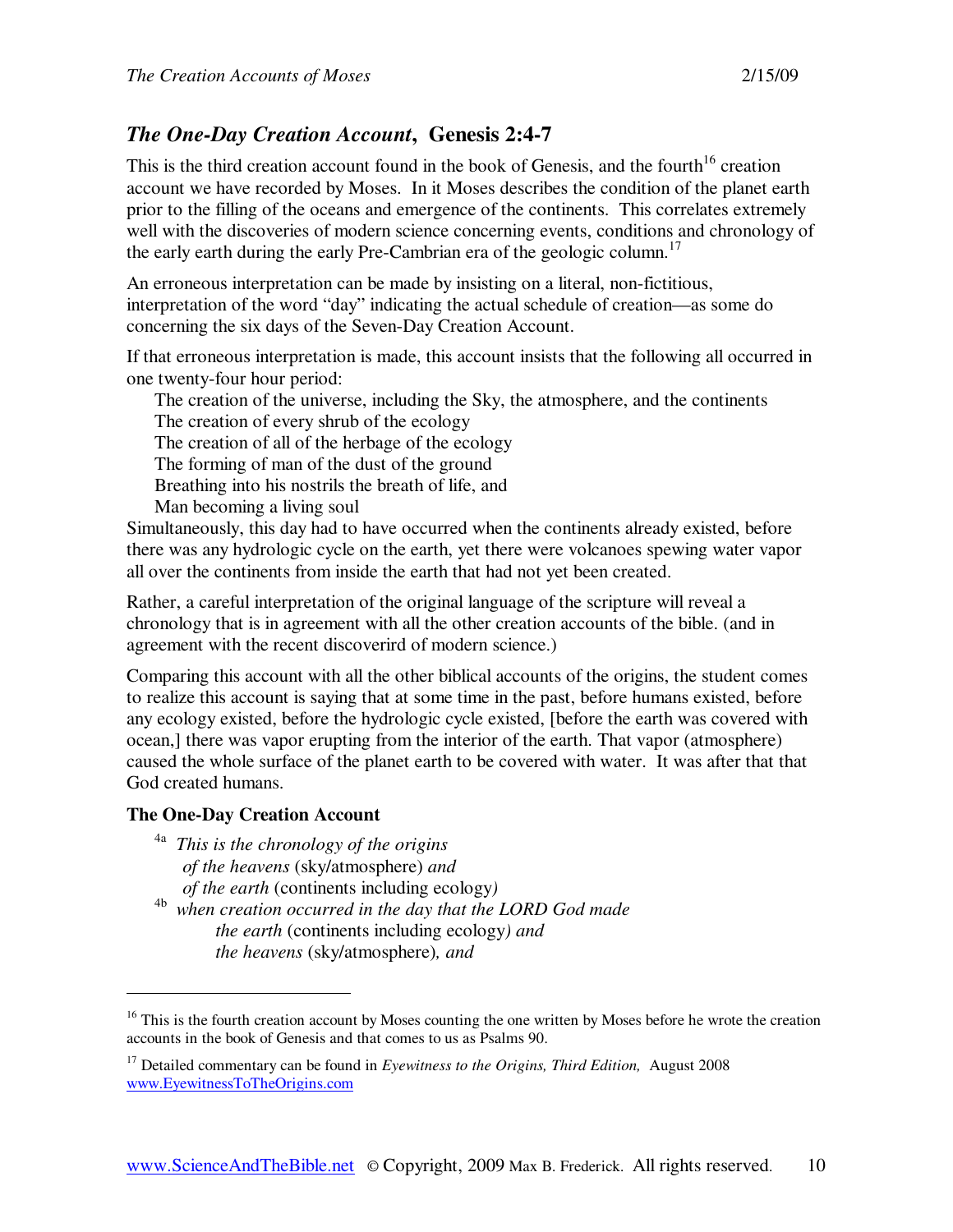## *The One-Day Creation Account*, Genesis 2:4-7

This is the third creation account found in the book of Genesis, and the fourth[16] creation account we have recorded by Moses. In it Moses describes the condition of the planet earth prior to the filling of the oceans and emergence of the continents. This correlates extremely well with the discoveries of modern science concerning events, conditions and chronology of the early earth during the early Pre-Cambrian era of the geologic column.[17]

An erroneous interpretation can be made by insisting on a literal, non-fictitious, interpretation of the word "day" indicating the actual schedule of creation—as some do concerning the six days of the Seven-Day Creation Account.

If that erroneous interpretation is made, this account insists that the following all occurred in one twenty-four hour period:

The creation of the universe, including the Sky, the atmosphere, and the continents
The creation of every shrub of the ecology
The creation of all of the herbage of the ecology
The forming of man of the dust of the ground
Breathing into his nostrils the breath of life, and
Man becoming a living soul

Simultaneously, this day had to have occurred when the continents already existed, before there was any hydrologic cycle on the earth, yet there were volcanoes spewing water vapor all over the continents from inside the earth that had not yet been created.

Rather, a careful interpretation of the original language of the scripture will reveal a chronology that is in agreement with all the other creation accounts of the bible. (and in agreement with the recent discoverird of modern science.)

Comparing this account with all the other biblical accounts of the origins, the student comes to realize this account is saying that at some time in the past, before humans existed, before any ecology existed, before the hydrologic cycle existed, [before the earth was covered with ocean,] there was vapor erupting from the interior of the earth. That vapor (atmosphere) caused the whole surface of the planet earth to be covered with water. It was after that that God created humans.

### The One-Day Creation Account

4a *This is the chronology of the origins*
*of the heavens* (sky/atmosphere) *and*
*of the earth* (continents including ecology*)*

4b *when creation occurred in the day that the LORD God made*
*the earth* (continents including ecology*) and*
*the heavens* (sky/atmosphere)*, and*

---

[16] This is the fourth creation account by Moses counting the one written by Moses before he wrote the creation accounts in the book of Genesis and that comes to us as Psalms 90.

[17] Detailed commentary can be found in *Eyewitness to the Origins, Third Edition,* August 2008 www.EyewitnessToTheOrigins.com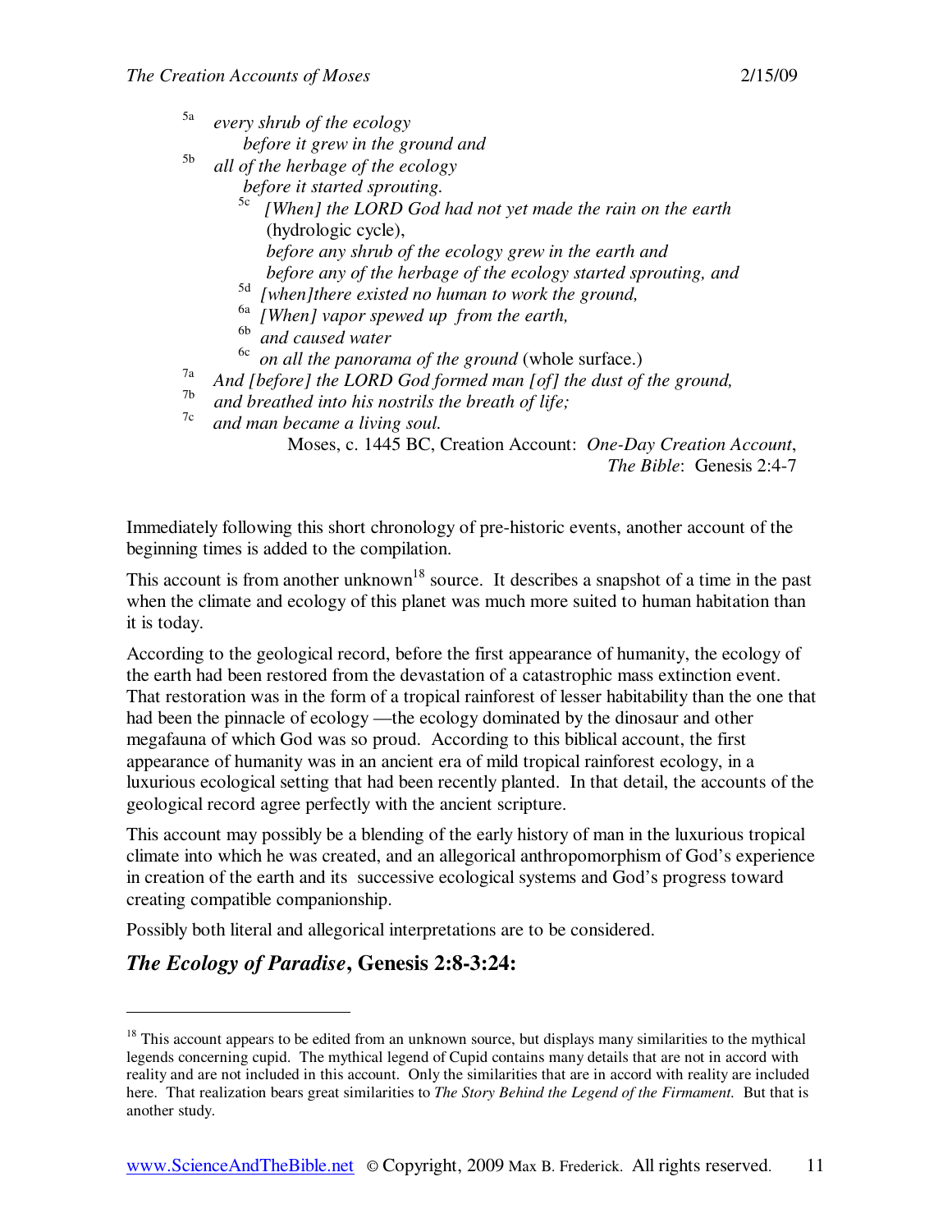[5a] *every shrub of the ecology*
*before it grew in the ground and*
[5b] *all of the herbage of the ecology*
*before it started sprouting.*
[5c] *[When] the LORD God had not yet made the rain on the earth* (hydrologic cycle),
*before any shrub of the ecology grew in the earth and*
*before any of the herbage of the ecology started sprouting, and*
[5d] *[when]there existed no human to work the ground,*
[6a] *[When] vapor spewed up from the earth,*
[6b] *and caused water*
[6c] *on all the panorama of the ground* (whole surface.)
[7a] *And [before] the LORD God formed man [of] the dust of the ground,*
[7b] *and breathed into his nostrils the breath of life;*
[7c] *and man became a living soul.*

Moses, c. 1445 BC, Creation Account: *One-Day Creation Account*, *The Bible*: Genesis 2:4-7

Immediately following this short chronology of pre-historic events, another account of the beginning times is added to the compilation.

This account is from another unknown[18] source. It describes a snapshot of a time in the past when the climate and ecology of this planet was much more suited to human habitation than it is today.

According to the geological record, before the first appearance of humanity, the ecology of the earth had been restored from the devastation of a catastrophic mass extinction event. That restoration was in the form of a tropical rainforest of lesser habitability than the one that had been the pinnacle of ecology —the ecology dominated by the dinosaur and other megafauna of which God was so proud. According to this biblical account, the first appearance of humanity was in an ancient era of mild tropical rainforest ecology, in a luxurious ecological setting that had been recently planted. In that detail, the accounts of the geological record agree perfectly with the ancient scripture.

This account may possibly be a blending of the early history of man in the luxurious tropical climate into which he was created, and an allegorical anthropomorphism of God's experience in creation of the earth and its successive ecological systems and God's progress toward creating compatible companionship.

Possibly both literal and allegorical interpretations are to be considered.

## *The Ecology of Paradise*, Genesis 2:8-3:24:

---

[18] This account appears to be edited from an unknown source, but displays many similarities to the mythical legends concerning cupid. The mythical legend of Cupid contains many details that are not in accord with reality and are not included in this account. Only the similarities that are in accord with reality are included here. That realization bears great similarities to *The Story Behind the Legend of the Firmament.* But that is another study.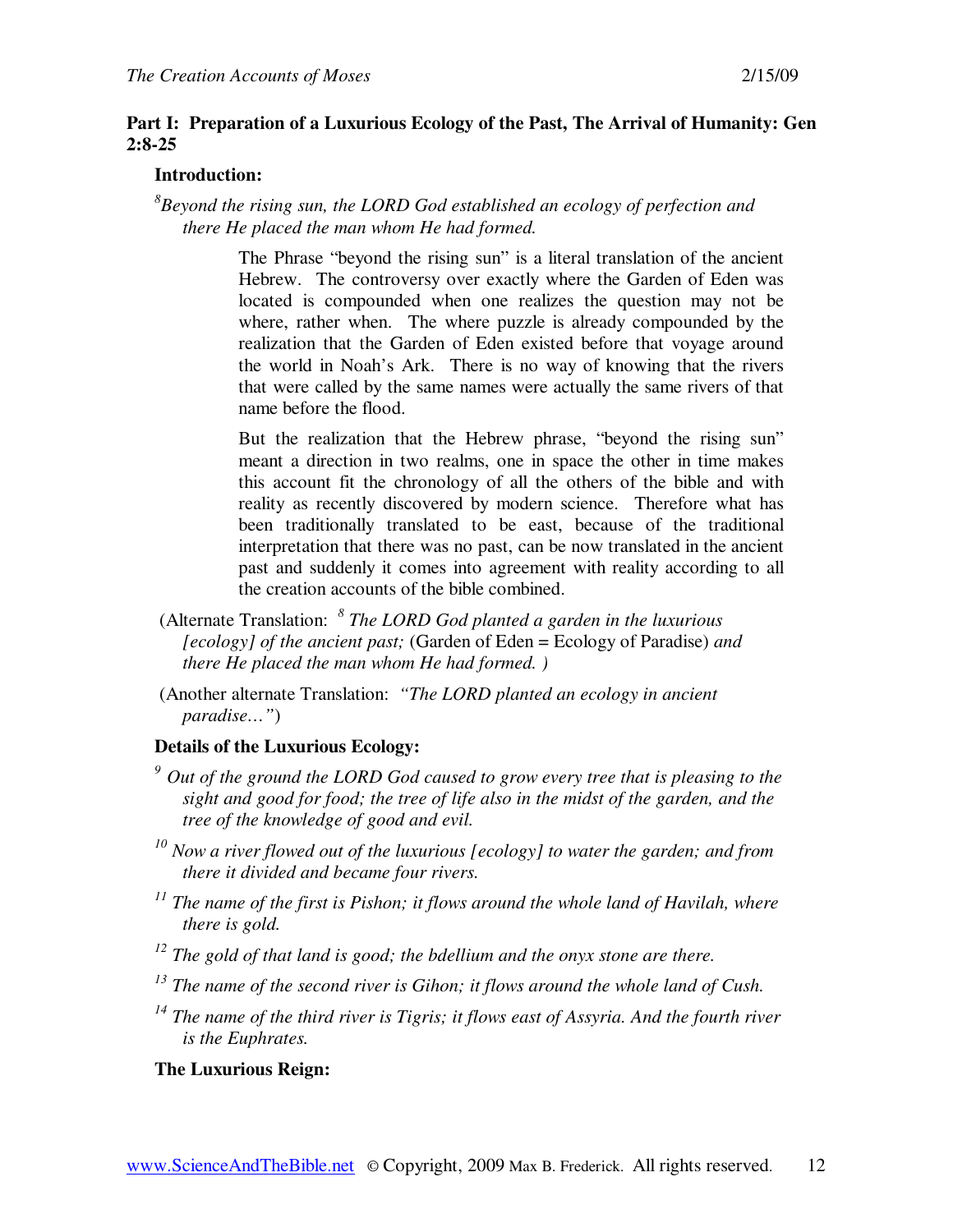**Part I: Preparation of a Luxurious Ecology of the Past, The Arrival of Humanity: Gen 2:8-25**

**Introduction:**

*[8]Beyond the rising sun, the LORD God established an ecology of perfection and there He placed the man whom He had formed.*

> The Phrase "beyond the rising sun" is a literal translation of the ancient Hebrew. The controversy over exactly where the Garden of Eden was located is compounded when one realizes the question may not be where, rather when. The where puzzle is already compounded by the realization that the Garden of Eden existed before that voyage around the world in Noah's Ark. There is no way of knowing that the rivers that were called by the same names were actually the same rivers of that name before the flood.
>
> But the realization that the Hebrew phrase, "beyond the rising sun" meant a direction in two realms, one in space the other in time makes this account fit the chronology of all the others of the bible and with reality as recently discovered by modern science. Therefore what has been traditionally translated to be east, because of the traditional interpretation that there was no past, can be now translated in the ancient past and suddenly it comes into agreement with reality according to all the creation accounts of the bible combined.

(Alternate Translation: *[8] The LORD God planted a garden in the luxurious [ecology] of the ancient past;* (Garden of Eden = Ecology of Paradise) *and there He placed the man whom He had formed. )*

(Another alternate Translation: *"The LORD planted an ecology in ancient paradise…"*)

**Details of the Luxurious Ecology:**

*[9] Out of the ground the LORD God caused to grow every tree that is pleasing to the sight and good for food; the tree of life also in the midst of the garden, and the tree of the knowledge of good and evil.*

*[10] Now a river flowed out of the luxurious [ecology] to water the garden; and from there it divided and became four rivers.*

*[11] The name of the first is Pishon; it flows around the whole land of Havilah, where there is gold.*

*[12] The gold of that land is good; the bdellium and the onyx stone are there.*

*[13] The name of the second river is Gihon; it flows around the whole land of Cush.*

*[14] The name of the third river is Tigris; it flows east of Assyria. And the fourth river is the Euphrates.*

**The Luxurious Reign:**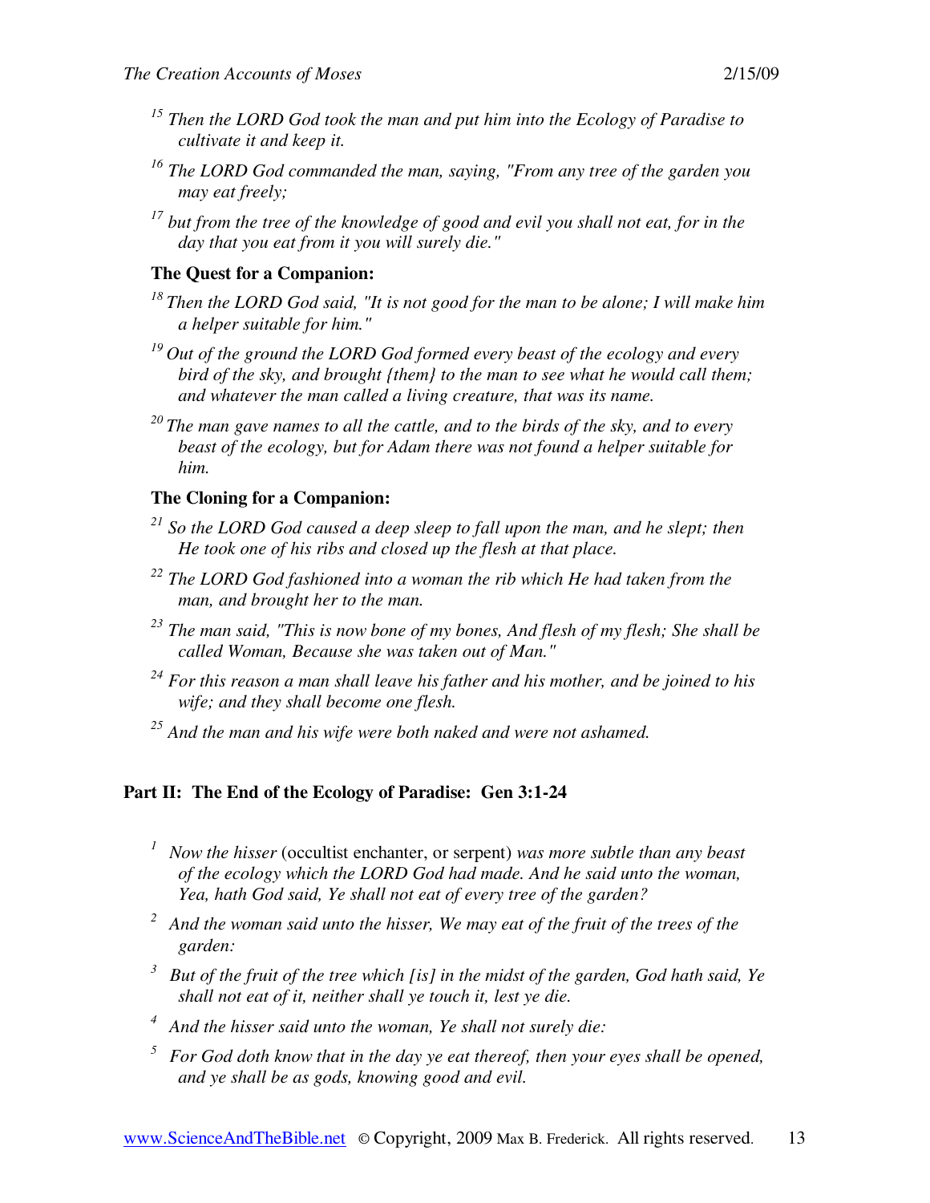*[15] Then the LORD God took the man and put him into the Ecology of Paradise to cultivate it and keep it.*

*[16] The LORD God commanded the man, saying, "From any tree of the garden you may eat freely;*

*[17] but from the tree of the knowledge of good and evil you shall not eat, for in the day that you eat from it you will surely die."*

**The Quest for a Companion:**

*[18] Then the LORD God said, "It is not good for the man to be alone; I will make him a helper suitable for him."*

*[19] Out of the ground the LORD God formed every beast of the ecology and every bird of the sky, and brought {them} to the man to see what he would call them; and whatever the man called a living creature, that was its name.*

*[20] The man gave names to all the cattle, and to the birds of the sky, and to every beast of the ecology, but for Adam there was not found a helper suitable for him.*

**The Cloning for a Companion:**

*[21] So the LORD God caused a deep sleep to fall upon the man, and he slept; then He took one of his ribs and closed up the flesh at that place.*

*[22] The LORD God fashioned into a woman the rib which He had taken from the man, and brought her to the man.*

*[23] The man said, "This is now bone of my bones, And flesh of my flesh; She shall be called Woman, Because she was taken out of Man."*

*[24] For this reason a man shall leave his father and his mother, and be joined to his wife; and they shall become one flesh.*

*[25] And the man and his wife were both naked and were not ashamed.*

**Part II: The End of the Ecology of Paradise: Gen 3:1-24**

[1] *Now the hisser* (occultist enchanter, or serpent) *was more subtle than any beast of the ecology which the LORD God had made. And he said unto the woman, Yea, hath God said, Ye shall not eat of every tree of the garden?*

*[2] And the woman said unto the hisser, We may eat of the fruit of the trees of the garden:*

*[3] But of the fruit of the tree which [is] in the midst of the garden, God hath said, Ye shall not eat of it, neither shall ye touch it, lest ye die.*

*[4] And the hisser said unto the woman, Ye shall not surely die:*

*[5] For God doth know that in the day ye eat thereof, then your eyes shall be opened, and ye shall be as gods, knowing good and evil.*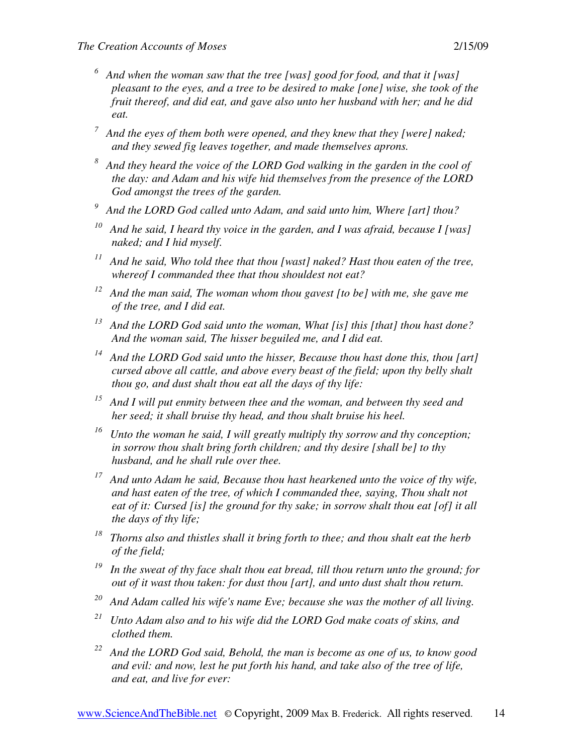*[6] And when the woman saw that the tree [was] good for food, and that it [was] pleasant to the eyes, and a tree to be desired to make [one] wise, she took of the fruit thereof, and did eat, and gave also unto her husband with her; and he did eat.*

*[7] And the eyes of them both were opened, and they knew that they [were] naked; and they sewed fig leaves together, and made themselves aprons.*

*[8] And they heard the voice of the LORD God walking in the garden in the cool of the day: and Adam and his wife hid themselves from the presence of the LORD God amongst the trees of the garden.*

*[9] And the LORD God called unto Adam, and said unto him, Where [art] thou?*

*[10] And he said, I heard thy voice in the garden, and I was afraid, because I [was] naked; and I hid myself.*

*[11] And he said, Who told thee that thou [wast] naked? Hast thou eaten of the tree, whereof I commanded thee that thou shouldest not eat?*

*[12] And the man said, The woman whom thou gavest [to be] with me, she gave me of the tree, and I did eat.*

*[13] And the LORD God said unto the woman, What [is] this [that] thou hast done? And the woman said, The hisser beguiled me, and I did eat.*

*[14] And the LORD God said unto the hisser, Because thou hast done this, thou [art] cursed above all cattle, and above every beast of the field; upon thy belly shalt thou go, and dust shalt thou eat all the days of thy life:*

*[15] And I will put enmity between thee and the woman, and between thy seed and her seed; it shall bruise thy head, and thou shalt bruise his heel.*

*[16] Unto the woman he said, I will greatly multiply thy sorrow and thy conception; in sorrow thou shalt bring forth children; and thy desire [shall be] to thy husband, and he shall rule over thee.*

*[17] And unto Adam he said, Because thou hast hearkened unto the voice of thy wife, and hast eaten of the tree, of which I commanded thee, saying, Thou shalt not eat of it: Cursed [is] the ground for thy sake; in sorrow shalt thou eat [of] it all the days of thy life;*

*[18] Thorns also and thistles shall it bring forth to thee; and thou shalt eat the herb of the field;*

*[19] In the sweat of thy face shalt thou eat bread, till thou return unto the ground; for out of it wast thou taken: for dust thou [art], and unto dust shalt thou return.*

*[20] And Adam called his wife's name Eve; because she was the mother of all living.*

*[21] Unto Adam also and to his wife did the LORD God make coats of skins, and clothed them.*

*[22] And the LORD God said, Behold, the man is become as one of us, to know good and evil: and now, lest he put forth his hand, and take also of the tree of life, and eat, and live for ever:*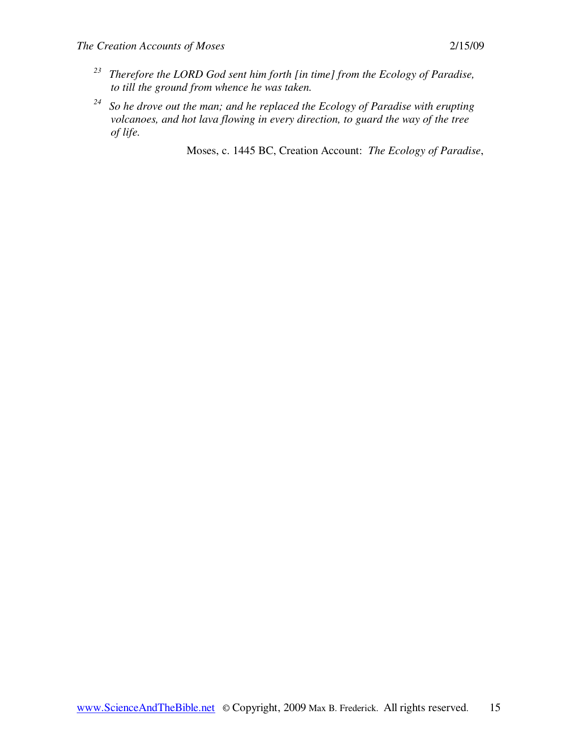[23] *Therefore the LORD God sent him forth [in time] from the Ecology of Paradise, to till the ground from whence he was taken.*

[24] *So he drove out the man; and he replaced the Ecology of Paradise with erupting volcanoes, and hot lava flowing in every direction, to guard the way of the tree of life.*

Moses, c. 1445 BC, Creation Account: *The Ecology of Paradise*,